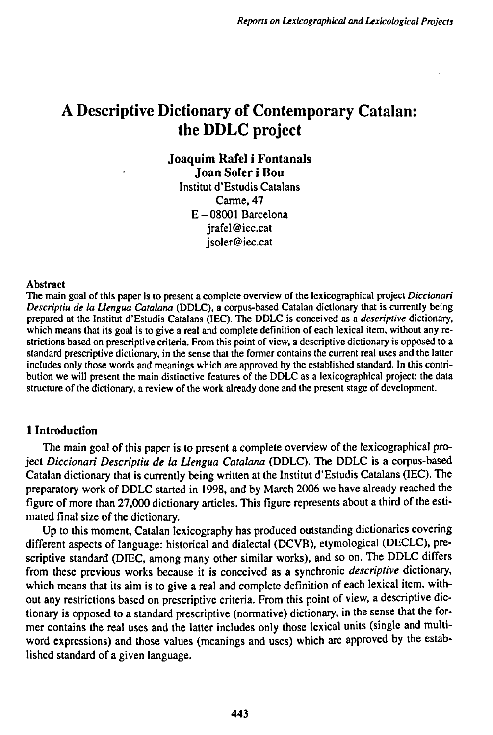# A Descriptive Dictionary of Contemporary Catalan: the DDLC project

**Joaquim Rafel i Fontanals**
**Joan Soler i Bou**
Institut d'Estudis Catalans
Carme, 47
E – 08001 Barcelona
jrafel@iec.cat
jsoler@iec.cat

### Abstract

The main goal of this paper is to present a complete overview of the lexicographical project *Diccionari Descriptiu de la Llengua Catalana* (DDLC), a corpus-based Catalan dictionary that is currently being prepared at the Institut d'Estudis Catalans (IEC). The DDLC is conceived as a *descriptive* dictionary, which means that its goal is to give a real and complete definition of each lexical item, without any restrictions based on prescriptive criteria. From this point of view, a descriptive dictionary is opposed to a standard prescriptive dictionary, in the sense that the former contains the current real uses and the latter includes only those words and meanings which are approved by the established standard. In this contribution we will present the main distinctive features of the DDLC as a lexicographical project: the data structure of the dictionary, a review of the work already done and the present stage of development.

## 1 Introduction

The main goal of this paper is to present a complete overview of the lexicographical project *Diccionari Descriptiu de la Llengua Catalana* (DDLC). The DDLC is a corpus-based Catalan dictionary that is currently being written at the Institut d'Estudis Catalans (IEC). The preparatory work of DDLC started in 1998, and by March 2006 we have already reached the figure of more than 27,000 dictionary articles. This figure represents about a third of the estimated final size of the dictionary.

Up to this moment, Catalan lexicography has produced outstanding dictionaries covering different aspects of language: historical and dialectal (DCVB), etymological (DECLC), prescriptive standard (DIEC, among many other similar works), and so on. The DDLC differs from these previous works because it is conceived as a synchronic *descriptive* dictionary, which means that its aim is to give a real and complete definition of each lexical item, without any restrictions based on prescriptive criteria. From this point of view, a descriptive dictionary is opposed to a standard prescriptive (normative) dictionary, in the sense that the former contains the real uses and the latter includes only those lexical units (single and multiword expressions) and those values (meanings and uses) which are approved by the established standard of a given language.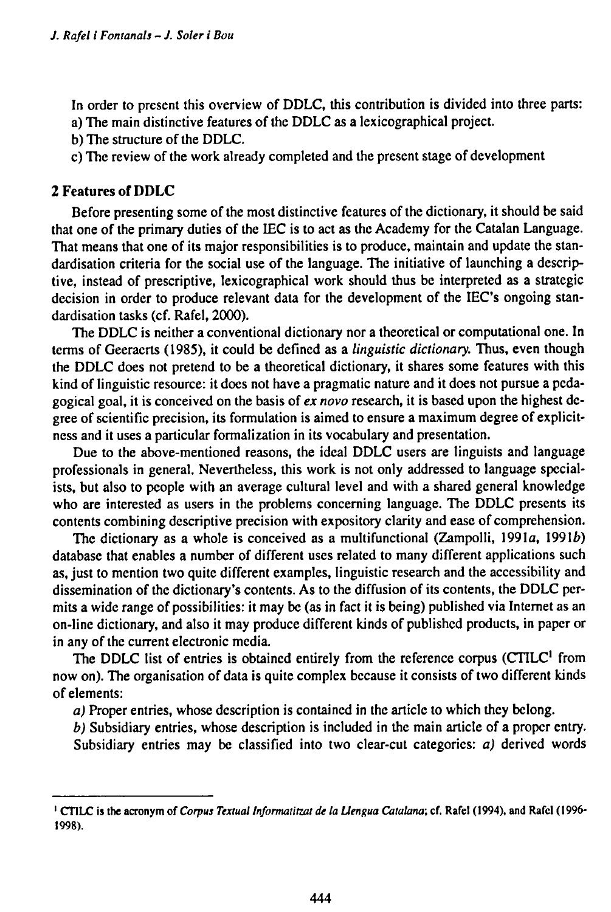In order to present this overview of DDLC, this contribution is divided into three parts:

a) The main distinctive features of the DDLC as a lexicographical project.

b) The structure of the DDLC.

c) The review of the work already completed and the present stage of development

## 2 Features of DDLC

Before presenting some of the most distinctive features of the dictionary, it should be said that one of the primary duties of the IEC is to act as the Academy for the Catalan Language. That means that one of its major responsibilities is to produce, maintain and update the standardisation criteria for the social use of the language. The initiative of launching a descriptive, instead of prescriptive, lexicographical work should thus be interpreted as a strategic decision in order to produce relevant data for the development of the IEC's ongoing standardisation tasks (cf. Rafel, 2000).

The DDLC is neither a conventional dictionary nor a theoretical or computational one. In terms of Geeraerts (1985), it could be defined as a *linguistic dictionary*. Thus, even though the DDLC does not pretend to be a theoretical dictionary, it shares some features with this kind of linguistic resource: it does not have a pragmatic nature and it does not pursue a pedagogical goal, it is conceived on the basis of *ex novo* research, it is based upon the highest degree of scientific precision, its formulation is aimed to ensure a maximum degree of explicitness and it uses a particular formalization in its vocabulary and presentation.

Due to the above-mentioned reasons, the ideal DDLC users are linguists and language professionals in general. Nevertheless, this work is not only addressed to language specialists, but also to people with an average cultural level and with a shared general knowledge who are interested as users in the problems concerning language. The DDLC presents its contents combining descriptive precision with expository clarity and ease of comprehension.

The dictionary as a whole is conceived as a multifunctional (Zampolli, 1991*a*, 1991*b*) database that enables a number of different uses related to many different applications such as, just to mention two quite different examples, linguistic research and the accessibility and dissemination of the dictionary's contents. As to the diffusion of its contents, the DDLC permits a wide range of possibilities: it may be (as in fact it is being) published via Internet as an on-line dictionary, and also it may produce different kinds of published products, in paper or in any of the current electronic media.

The DDLC list of entries is obtained entirely from the reference corpus (CTILC[1] from now on). The organisation of data is quite complex because it consists of two different kinds of elements:

*a)* Proper entries, whose description is contained in the article to which they belong.

*b)* Subsidiary entries, whose description is included in the main article of a proper entry.

Subsidiary entries may be classified into two clear-cut categories: *a)* derived words

---

[1] CTILC is the acronym of *Corpus Textual Informatitzat de la Llengua Catalana*; cf. Rafel (1994), and Rafel (1996-1998).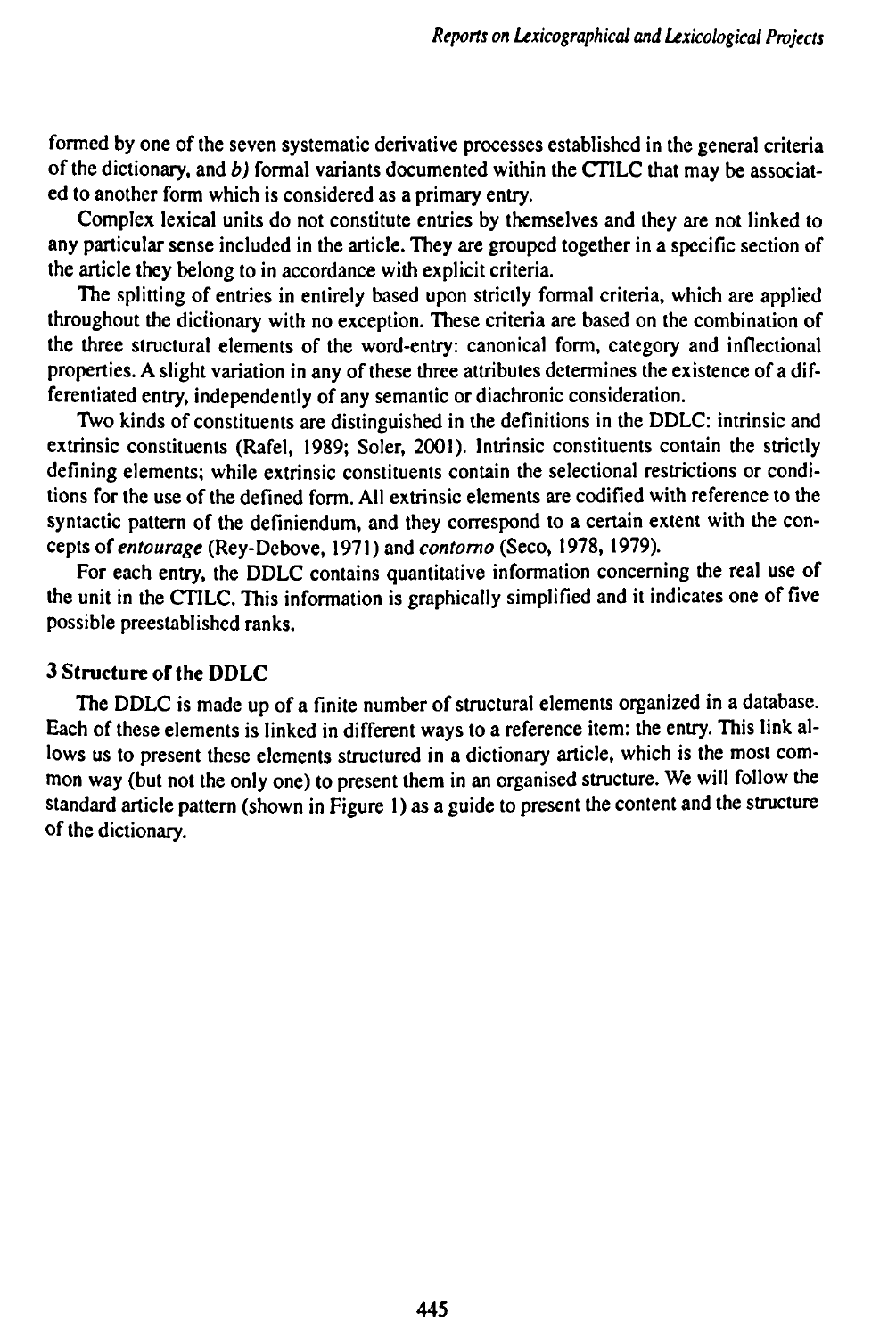formed by one of the seven systematic derivative processes established in the general criteria of the dictionary, and *b)* formal variants documented within the CTILC that may be associated to another form which is considered as a primary entry.

Complex lexical units do not constitute entries by themselves and they are not linked to any particular sense included in the article. They are grouped together in a specific section of the article they belong to in accordance with explicit criteria.

The splitting of entries in entirely based upon strictly formal criteria, which are applied throughout the dictionary with no exception. These criteria are based on the combination of the three structural elements of the word-entry: canonical form, category and inflectional properties. A slight variation in any of these three attributes determines the existence of a differentiated entry, independently of any semantic or diachronic consideration.

Two kinds of constituents are distinguished in the definitions in the DDLC: intrinsic and extrinsic constituents (Rafel, 1989; Soler, 2001). Intrinsic constituents contain the strictly defining elements; while extrinsic constituents contain the selectional restrictions or conditions for the use of the defined form. All extrinsic elements are codified with reference to the syntactic pattern of the definiendum, and they correspond to a certain extent with the concepts of *entourage* (Rey-Debove, 1971) and *contorno* (Seco, 1978, 1979).

For each entry, the DDLC contains quantitative information concerning the real use of the unit in the CTILC. This information is graphically simplified and it indicates one of five possible preestablished ranks.

## 3 Structure of the DDLC

The DDLC is made up of a finite number of structural elements organized in a database. Each of these elements is linked in different ways to a reference item: the entry. This link allows us to present these elements structured in a dictionary article, which is the most common way (but not the only one) to present them in an organised structure. We will follow the standard article pattern (shown in Figure 1) as a guide to present the content and the structure of the dictionary.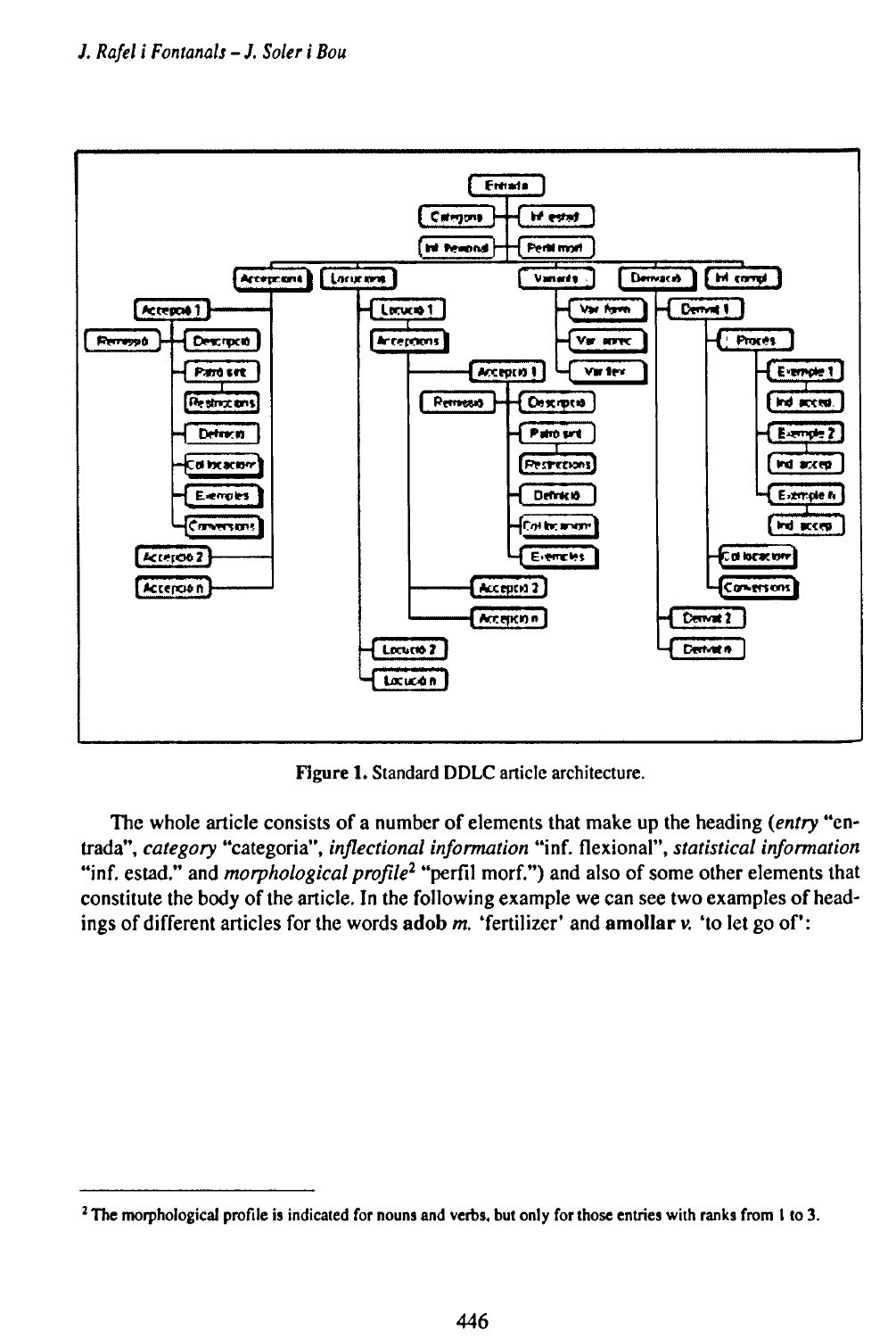Figure 1. Standard DDLC article architecture.

The whole article consists of a number of elements that make up the heading (*entry* "entrada", *category* "categoria", *inflectional information* "inf. flexional", *statistical information* "inf. estad." and *morphological profile*[2] "perfil morf.") and also of some other elements that constitute the body of the article. In the following example we can see two examples of headings of different articles for the words **adob** *m.* 'fertilizer' and **amollar** *v.* 'to let go of':

[2] The morphological profile is indicated for nouns and verbs, but only for those entries with ranks from 1 to 3.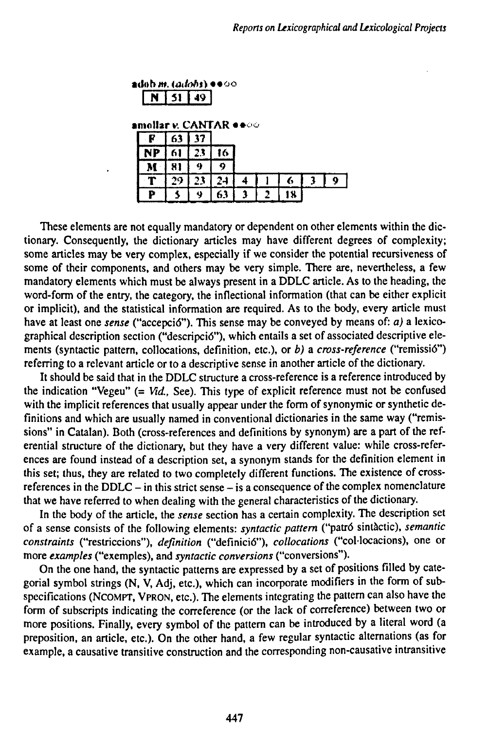**adob** *m.* (*adobs*) ●●○○

| N | 51 | 49 |
|---|---|---|

**amollar** *v.* CANTAR ●●○○

| F | 63 | 37 | | | | | |
|---|---|---|---|---|---|---|---|
| NP | 61 | 23 | 16 | | | | |
| M | 81 | 9 | 9 | | | | |
| T | 29 | 23 | 24 | 4 | 1 | 6 | 3 | 9 |
| P | 5 | 9 | 63 | 3 | 2 | 18 | | |

These elements are not equally mandatory or dependent on other elements within the dictionary. Consequently, the dictionary articles may have different degrees of complexity; some articles may be very complex, especially if we consider the potential recursiveness of some of their components, and others may be very simple. There are, nevertheless, a few mandatory elements which must be always present in a DDLC article. As to the heading, the word-form of the entry, the category, the inflectional information (that can be either explicit or implicit), and the statistical information are required. As to the body, every article must have at least one *sense* ("accepció"). This sense may be conveyed by means of: *a)* a lexicographical description section ("descripció"), which entails a set of associated descriptive elements (syntactic pattern, collocations, definition, etc.), or *b)* a *cross-reference* ("remissió") referring to a relevant article or to a descriptive sense in another article of the dictionary.

It should be said that in the DDLC structure a cross-reference is a reference introduced by the indication "Vegeu" (= *Vid.*, See). This type of explicit reference must not be confused with the implicit references that usually appear under the form of synonymic or synthetic definitions and which are usually named in conventional dictionaries in the same way ("remissions" in Catalan). Both (cross-references and definitions by synonym) are a part of the referential structure of the dictionary, but they have a very different value: while cross-references are found instead of a description set, a synonym stands for the definition element in this set; thus, they are related to two completely different functions. The existence of cross-references in the DDLC – in this strict sense – is a consequence of the complex nomenclature that we have referred to when dealing with the general characteristics of the dictionary.

In the body of the article, the *sense* section has a certain complexity. The description set of a sense consists of the following elements: *syntactic pattern* ("patró sintàctic), *semantic constraints* ("restriccions"), *definition* ("definició"), *collocations* ("col·locacions), one or more *examples* ("exemples), and *syntactic conversions* ("conversions").

On the one hand, the syntactic patterns are expressed by a set of positions filled by categorial symbol strings (N, V, Adj, etc.), which can incorporate modifiers in the form of subspecifications (NCOMPT, VPRON, etc.). The elements integrating the pattern can also have the form of subscripts indicating the correference (or the lack of correference) between two or more positions. Finally, every symbol of the pattern can be introduced by a literal word (a preposition, an article, etc.). On the other hand, a few regular syntactic alternations (as for example, a causative transitive construction and the corresponding non-causative intransitive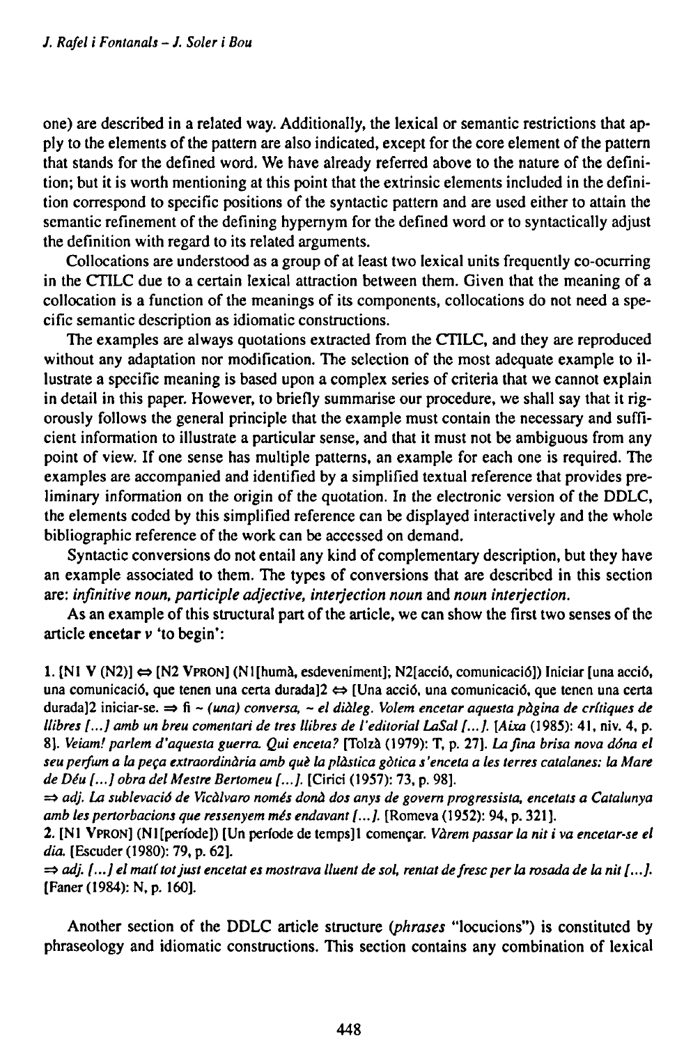one) are described in a related way. Additionally, the lexical or semantic restrictions that apply to the elements of the pattern are also indicated, except for the core element of the pattern that stands for the defined word. We have already referred above to the nature of the definition; but it is worth mentioning at this point that the extrinsic elements included in the definition correspond to specific positions of the syntactic pattern and are used either to attain the semantic refinement of the defining hypernym for the defined word or to syntactically adjust the definition with regard to its related arguments.

Collocations are understood as a group of at least two lexical units frequently co-ocurring in the CTILC due to a certain lexical attraction between them. Given that the meaning of a collocation is a function of the meanings of its components, collocations do not need a specific semantic description as idiomatic constructions.

The examples are always quotations extracted from the CTILC, and they are reproduced without any adaptation nor modification. The selection of the most adequate example to illustrate a specific meaning is based upon a complex series of criteria that we cannot explain in detail in this paper. However, to briefly summarise our procedure, we shall say that it rigorously follows the general principle that the example must contain the necessary and sufficient information to illustrate a particular sense, and that it must not be ambiguous from any point of view. If one sense has multiple patterns, an example for each one is required. The examples are accompanied and identified by a simplified textual reference that provides preliminary information on the origin of the quotation. In the electronic version of the DDLC, the elements coded by this simplified reference can be displayed interactively and the whole bibliographic reference of the work can be accessed on demand.

Syntactic conversions do not entail any kind of complementary description, but they have an example associated to them. The types of conversions that are described in this section are: *infinitive noun, participle adjective, interjection noun* and *noun interjection*.

As an example of this structural part of the article, we can show the first two senses of the article **encetar** *v* 'to begin':

1. [N1 V (N2)] ⇔ [N2 VPRON] (N1[humà, esdeveniment]; N2[acció, comunicació]) Iniciar [una acció, una comunicació, que tenen una certa durada]2 ⇔ [Una acció, una comunicació, que tenen una certa durada]2 iniciar-se. ⇒ fi ~ *(una) conversa, ~ el diàleg. Volem encetar aquesta pàgina de crítiques de llibres [...] amb un breu comentari de tres llibres de l'editorial LaSal [...].* [*Aixa* (1985): 41, niv. 4, p. 8]. *Veiam! parlem d'aquesta guerra. Qui enceta?* [Tolzà (1979): T, p. 27]. *La fina brisa nova dóna el seu perfum a la peça extraordinària amb què la plàstica gòtica s'enceta a les terres catalanes: la Mare de Déu [...] obra del Mestre Bertomeu [...].* [Cirici (1957): 73, p. 98].
⇒ *adj. La sublevació de Vicàlvaro només donà dos anys de govern progressista, encetats a Catalunya amb les pertorbacions que ressenyem més endavant [...].* [Romeva (1952): 94, p. 321].

2. [N1 VPRON] (N1[període]) [Un període de temps]1 començar. *Vàrem passar la nit i va encetar-se el dia.* [Escuder (1980): 79, p. 62].
⇒ *adj. [...] el matí tot just encetat es mostrava lluent de sol, rentat de fresc per la rosada de la nit [...].* [Faner (1984): N, p. 160].

Another section of the DDLC article structure (*phrases* "locucions") is constituted by phraseology and idiomatic constructions. This section contains any combination of lexical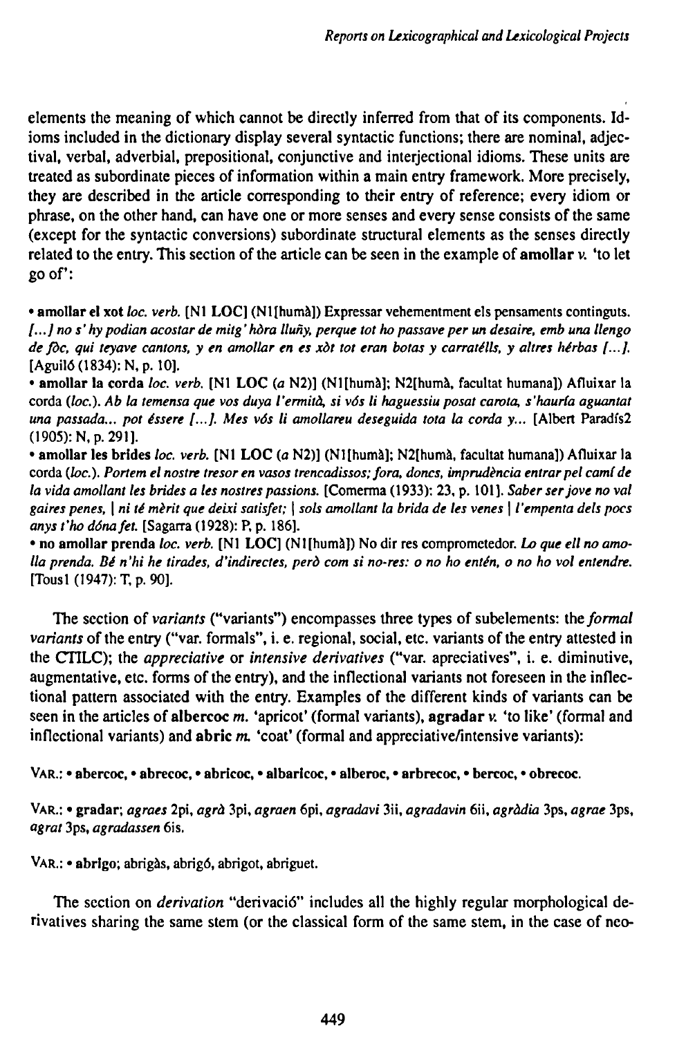elements the meaning of which cannot be directly inferred from that of its components. Idioms included in the dictionary display several syntactic functions; there are nominal, adjectival, verbal, adverbial, prepositional, conjunctive and interjectional idioms. These units are treated as subordinate pieces of information within a main entry framework. More precisely, they are described in the article corresponding to their entry of reference; every idiom or phrase, on the other hand, can have one or more senses and every sense consists of the same (except for the syntactic conversions) subordinate structural elements as the senses directly related to the entry. This section of the article can be seen in the example of **amollar** *v.* 'to let go of':

• **amollar el xot** *loc. verb.* [N1 **LOC**] (N1[humà]) Expressar vehementment els pensaments continguts. *[...] no s' hy podian acostar de mitg' hòra lluñy, perque tot ho passave per un desaire, emb una llengo de fòc, qui teyave cantons, y en amollar en es xòt tot eran botas y carratèlls, y altres hèrbas [...].* [Aguiló (1834): N, p. 10].

• **amollar la corda** *loc. verb.* [N1 **LOC** (*a* N2)] (N1[humà]; N2[humà, facultat humana]) Afluixar la corda (*loc.*). *Ab la temensa que vos duya l'ermità, si vós li haguessiu posat carota, s'hauría aguantat una passada... pot éssere [...]. Mes vós li amollareu deseguida tota la corda y...* [Albert Paradís2 (1905): N, p. 291].

• **amollar les brides** *loc. verb.* [N1 **LOC** (*a* N2)] (N1[humà]; N2[humà, facultat humana]) Afluixar la corda (*loc.*). *Portem el nostre tresor en vasos trencadissos; fora, doncs, imprudència entrar pel camí de la vida amollant les brides a les nostres passions.* [Comerma (1933): 23, p. 101]. *Saber ser jove no val gaires penes, | ni té mèrit que deixi satisfet; | sols amollant la brida de les venes | l'empenta dels pocs anys t'ho dóna fet.* [Sagarra (1928): P, p. 186].

• **no amollar prenda** *loc. verb.* [N1 **LOC**] (N1[humà]) No dir res comprometedor. *Lo que ell no amolla prenda. Bé n'hi he tirades, d'indirectes, però com si no-res: o no ho entén, o no ho vol entendre.* [Tous1 (1947): T, p. 90].

The section of *variants* ("variants") encompasses three types of subelements: the *formal variants* of the entry ("var. formals", i. e. regional, social, etc. variants of the entry attested in the CTILC); the *appreciative* or *intensive derivatives* ("var. apreciatives", i. e. diminutive, augmentative, etc. forms of the entry), and the inflectional variants not foreseen in the inflectional pattern associated with the entry. Examples of the different kinds of variants can be seen in the articles of **albercoc** *m.* 'apricot' (formal variants), **agradar** *v.* 'to like' (formal and inflectional variants) and **abric** *m.* 'coat' (formal and appreciative/intensive variants):

VAR.: • **abercoc**, • **abrecoc**, • **abricoc**, • **albaricoc**, • **alberoc**, • **arbrecoc**, • **bercoc**, • **obrecoc**.

VAR.: • **gradar**; *agraes* 2pi, *agrà* 3pi, *agraen* 6pi, *agradavi* 3ii, *agradavin* 6ii, *agràdia* 3ps, *agrae* 3ps, *agrat* 3ps, *agradassen* 6is.

VAR.: • **abrigo**; abrigàs, abrigó, abrigot, abriguet.

The section on *derivation* "derivació" includes all the highly regular morphological derivatives sharing the same stem (or the classical form of the same stem, in the case of neo-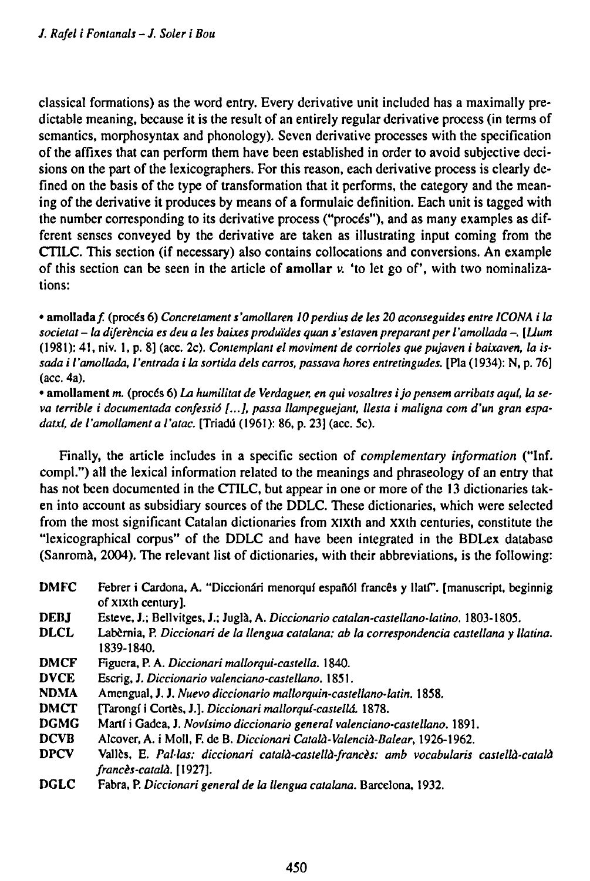classical formations) as the word entry. Every derivative unit included has a maximally predictable meaning, because it is the result of an entirely regular derivative process (in terms of semantics, morphosyntax and phonology). Seven derivative processes with the specification of the affixes that can perform them have been established in order to avoid subjective decisions on the part of the lexicographers. For this reason, each derivative process is clearly defined on the basis of the type of transformation that it performs, the category and the meaning of the derivative it produces by means of a formulaic definition. Each unit is tagged with the number corresponding to its derivative process ("procés"), and as many examples as different senses conveyed by the derivative are taken as illustrating input coming from the CTILC. This section (if necessary) also contains collocations and conversions. An example of this section can be seen in the article of **amollar** *v.* 'to let go of', with two nominalizations:

• **amollada** *f.* (procés 6) *Concretament s'amollaren 10 perdius de les 20 aconseguides entre ICONA i la societat – la diferència es deu a les baixes produïdes quan s'estaven preparant per l'amollada –.* [*Llum* (1981): 41, niv. 1, p. 8] (acc. 2c). *Contemplant el moviment de corrioles que pujaven i baixaven, la issada i l'amollada, l'entrada i la sortida dels carros, passava hores entretingudes.* [Pla (1934): N, p. 76] (acc. 4a).

• **amollament** *m.* (procés 6) *La humilitat de Verdaguer, en qui vosaltres i jo pensem arribats aquí, la seva terrible i documentada confessió [...], passa llampeguejant, llesta i maligna com d'un gran espadatxí, de l'amollament a l'atac.* [Triadú (1961): 86, p. 23] (acc. 5c).

Finally, the article includes in a specific section of *complementary information* ("Inf. compl.") all the lexical information related to the meanings and phraseology of an entry that has not been documented in the CTILC, but appear in one or more of the 13 dictionaries taken into account as subsidiary sources of the DDLC. These dictionaries, which were selected from the most significant Catalan dictionaries from XIXth and XXth centuries, constitute the "lexicographical corpus" of the DDLC and have been integrated in the BDLex database (Sanromà, 2004). The relevant list of dictionaries, with their abbreviations, is the following:

- **DMFC** Febrer i Cardona, A. "Diccionári menorquí españól francês y llatí". [manuscript, beginnig of XIXth century].
- **DEBJ** Esteve, J.; Bellvitges, J.; Juglà, A. *Diccionario catalan-castellano-latino.* 1803-1805.
- **DLCL** Labèrnia, P. *Diccionari de la llengua catalana: ab la correspondencia castellana y llatina.* 1839-1840.
- **DMCF** Figuera, P. A. *Diccionari mallorquí-castella.* 1840.
- **DVCE** Escrig, J. *Diccionario valenciano-castellano.* 1851.
- **NDMA** Amengual, J. J. *Nuevo diccionario mallorquin-castellano-latin.* 1858.
- **DMCT** [Tarongí i Cortès, J.]. *Diccionari mallorquí-castellá.* 1878.
- **DGMG** Martí i Gadea, J. *Novísimo diccionario general valenciano-castellano.* 1891.
- **DCVB** Alcover, A. i Moll, F. de B. *Diccionari Català-Valencià-Balear*, 1926-1962.
- **DPCV** Vallès, E. *Pal·las: diccionari català-castellà-francès: amb vocabularis castellà-català francès-català.* [1927].
- **DGLC** Fabra, P. *Diccionari general de la llengua catalana.* Barcelona, 1932.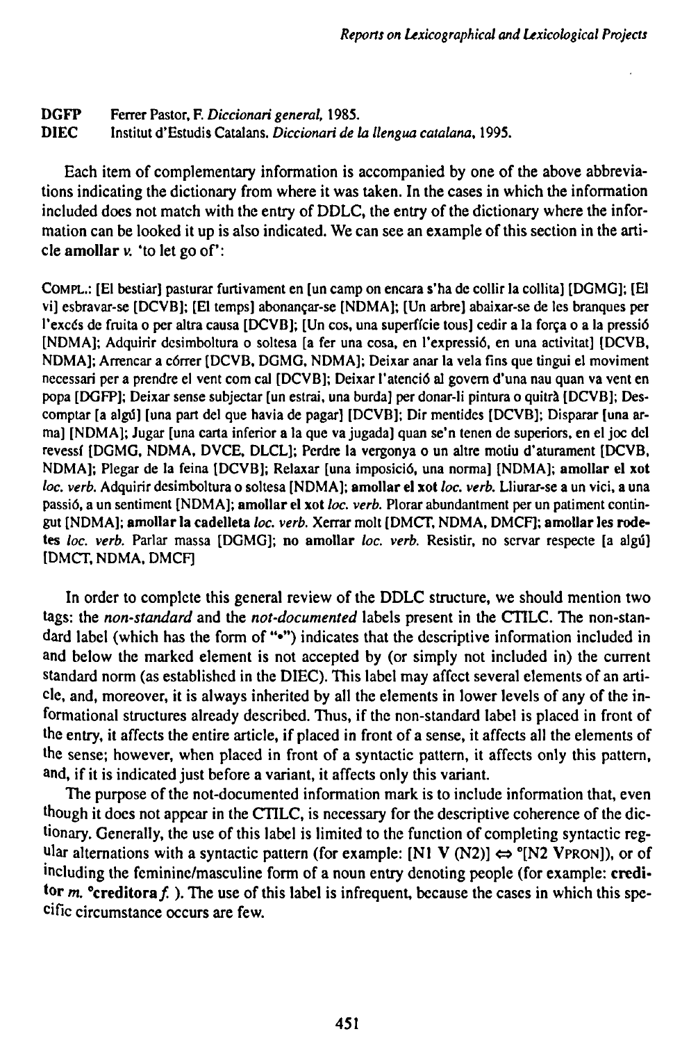**DGFP** Ferrer Pastor, F. *Diccionari general*, 1985.
**DIEC** Institut d'Estudis Catalans. *Diccionari de la llengua catalana*, 1995.

Each item of complementary information is accompanied by one of the above abbreviations indicating the dictionary from where it was taken. In the cases in which the information included does not match with the entry of DDLC, the entry of the dictionary where the information can be looked it up is also indicated. We can see an example of this section in the article **amollar** *v.* 'to let go of':

COMPL.: [El bestiar] pasturar furtivament en [un camp on encara s'ha de collir la collita] [DGMG]; [El vi] esbravar-se [DCVB]; [El temps] abonançar-se [NDMA]; [Un arbre] abaixar-se de les branques per l'excés de fruita o per altra causa [DCVB]; [Un cos, una superfície tous] cedir a la força o a la pressió [NDMA]; Adquirir desimboltura o soltesa [a fer una cosa, en l'expressió, en una activitat] [DCVB, NDMA]; Arrencar a córrer [DCVB, DGMG, NDMA]; Deixar anar la vela fins que tingui el moviment necessari per a prendre el vent com cal [DCVB]; Deixar l'atenció al govern d'una nau quan va vent en popa [DGFP]; Deixar sense subjectar [un estrai, una burda] per donar-li pintura o quitrà [DCVB]; Descomptar [a algú] [una part del que havia de pagar] [DCVB]; Dir mentides [DCVB]; Disparar [una arma] [NDMA]; Jugar [una carta inferior a la que va jugada] quan se'n tenen de superiors, en el joc del revessí [DGMG, NDMA, DVCE, DLCL]; Perdre la vergonya o un altre motiu d'aturament [DCVB, NDMA]; Plegar de la feina [DCVB]; Relaxar [una imposició, una norma] [NDMA]; **amollar el xot** *loc. verb.* Adquirir desimboltura o soltesa [NDMA]; **amollar el xot** *loc. verb.* Lliurar-se a un vici, a una passió, a un sentiment [NDMA]; **amollar el xot** *loc. verb.* Plorar abundantment per un patiment contingut [NDMA]; **amollar la cadelleta** *loc. verb.* Xerrar molt [DMCT, NDMA, DMCF]; **amollar les rodetes** *loc. verb.* Parlar massa [DGMG]; **no amollar** *loc. verb.* Resistir, no servar respecte [a algú] [DMCT, NDMA, DMCF]

In order to complete this general review of the DDLC structure, we should mention two tags: the *non-standard* and the *not-documented* labels present in the CTILC. The non-standard label (which has the form of "•") indicates that the descriptive information included in and below the marked element is not accepted by (or simply not included in) the current standard norm (as established in the DIEC). This label may affect several elements of an article, and, moreover, it is always inherited by all the elements in lower levels of any of the informational structures already described. Thus, if the non-standard label is placed in front of the entry, it affects the entire article, if placed in front of a sense, it affects all the elements of the sense; however, when placed in front of a syntactic pattern, it affects only this pattern, and, if it is indicated just before a variant, it affects only this variant.

The purpose of the not-documented information mark is to include information that, even though it does not appear in the CTILC, is necessary for the descriptive coherence of the dictionary. Generally, the use of this label is limited to the function of completing syntactic regular alternations with a syntactic pattern (for example: [N1 V (N2)] ⇔ °[N2 VPRON]), or of including the feminine/masculine form of a noun entry denoting people (for example: **creditor** *m.* **°creditora** *f.* ). The use of this label is infrequent, because the cases in which this specific circumstance occurs are few.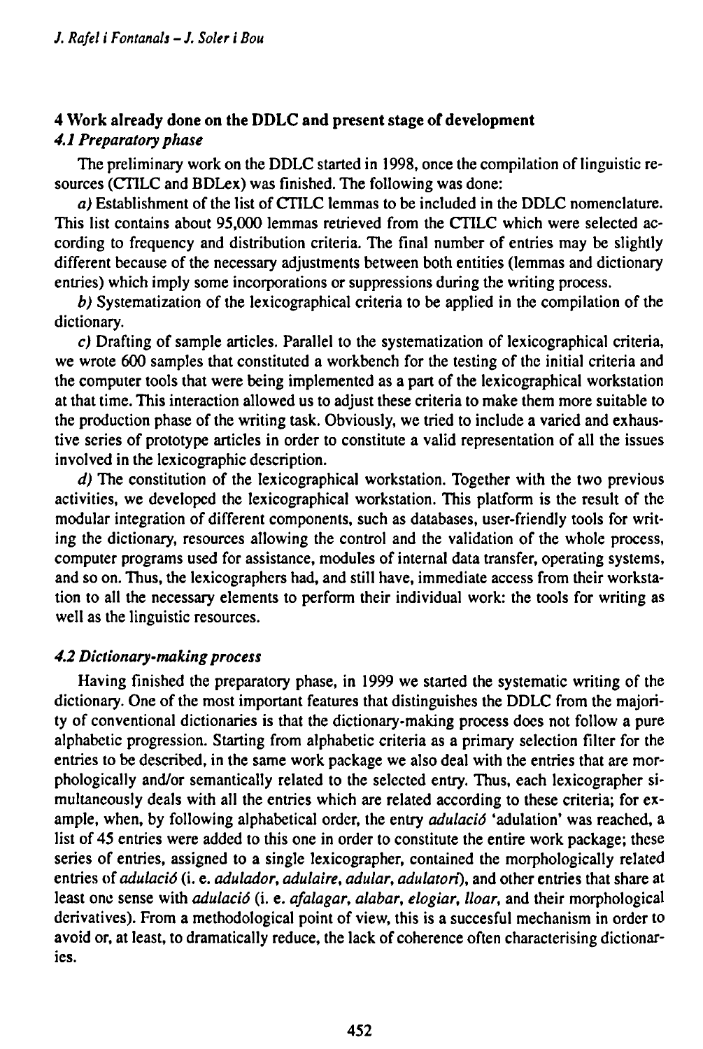## 4 Work already done on the DDLC and present stage of development

### *4.1 Preparatory phase*

The preliminary work on the DDLC started in 1998, once the compilation of linguistic resources (CTILC and BDLex) was finished. The following was done:

*a)* Establishment of the list of CTILC lemmas to be included in the DDLC nomenclature. This list contains about 95,000 lemmas retrieved from the CTILC which were selected according to frequency and distribution criteria. The final number of entries may be slightly different because of the necessary adjustments between both entities (lemmas and dictionary entries) which imply some incorporations or suppressions during the writing process.

*b)* Systematization of the lexicographical criteria to be applied in the compilation of the dictionary.

*c)* Drafting of sample articles. Parallel to the systematization of lexicographical criteria, we wrote 600 samples that constituted a workbench for the testing of the initial criteria and the computer tools that were being implemented as a part of the lexicographical workstation at that time. This interaction allowed us to adjust these criteria to make them more suitable to the production phase of the writing task. Obviously, we tried to include a varied and exhaustive series of prototype articles in order to constitute a valid representation of all the issues involved in the lexicographic description.

*d)* The constitution of the lexicographical workstation. Together with the two previous activities, we developed the lexicographical workstation. This platform is the result of the modular integration of different components, such as databases, user-friendly tools for writing the dictionary, resources allowing the control and the validation of the whole process, computer programs used for assistance, modules of internal data transfer, operating systems, and so on. Thus, the lexicographers had, and still have, immediate access from their workstation to all the necessary elements to perform their individual work: the tools for writing as well as the linguistic resources.

### *4.2 Dictionary-making process*

Having finished the preparatory phase, in 1999 we started the systematic writing of the dictionary. One of the most important features that distinguishes the DDLC from the majority of conventional dictionaries is that the dictionary-making process does not follow a pure alphabetic progression. Starting from alphabetic criteria as a primary selection filter for the entries to be described, in the same work package we also deal with the entries that are morphologically and/or semantically related to the selected entry. Thus, each lexicographer simultaneously deals with all the entries which are related according to these criteria; for example, when, by following alphabetical order, the entry *adulació* 'adulation' was reached, a list of 45 entries were added to this one in order to constitute the entire work package; these series of entries, assigned to a single lexicographer, contained the morphologically related entries of *adulació* (i. e. *adulador, adulaire, adular, adulatori*), and other entries that share at least one sense with *adulació* (i. e. *afalagar, alabar, elogiar, lloar*, and their morphological derivatives). From a methodological point of view, this is a succesful mechanism in order to avoid or, at least, to dramatically reduce, the lack of coherence often characterising dictionaries.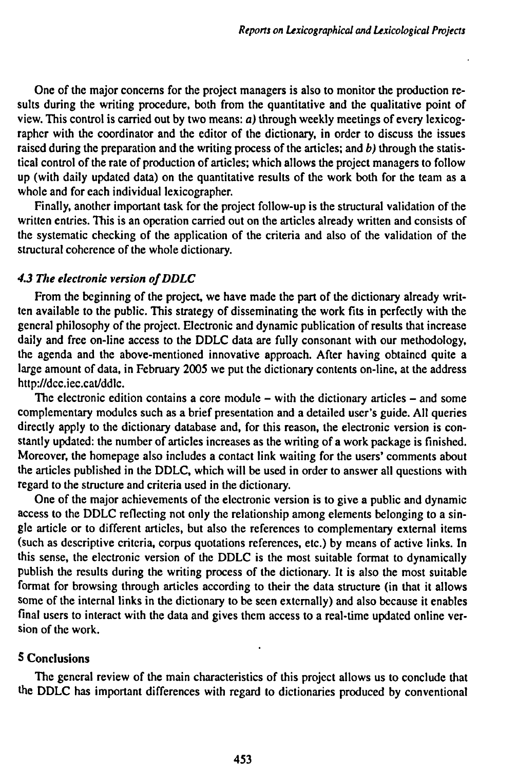One of the major concerns for the project managers is also to monitor the production results during the writing procedure, both from the quantitative and the qualitative point of view. This control is carried out by two means: *a)* through weekly meetings of every lexicographer with the coordinator and the editor of the dictionary, in order to discuss the issues raised during the preparation and the writing process of the articles; and *b)* through the statistical control of the rate of production of articles; which allows the project managers to follow up (with daily updated data) on the quantitative results of the work both for the team as a whole and for each individual lexicographer.

Finally, another important task for the project follow-up is the structural validation of the written entries. This is an operation carried out on the articles already written and consists of the systematic checking of the application of the criteria and also of the validation of the structural coherence of the whole dictionary.

### *4.3 The electronic version of DDLC*

From the beginning of the project, we have made the part of the dictionary already written available to the public. This strategy of disseminating the work fits in perfectly with the general philosophy of the project. Electronic and dynamic publication of results that increase daily and free on-line access to the DDLC data are fully consonant with our methodology, the agenda and the above-mentioned innovative approach. After having obtained quite a large amount of data, in February 2005 we put the dictionary contents on-line, at the address http://dcc.iec.cat/ddlc.

The electronic edition contains a core module – with the dictionary articles – and some complementary modules such as a brief presentation and a detailed user's guide. All queries directly apply to the dictionary database and, for this reason, the electronic version is constantly updated: the number of articles increases as the writing of a work package is finished. Moreover, the homepage also includes a contact link waiting for the users' comments about the articles published in the DDLC, which will be used in order to answer all questions with regard to the structure and criteria used in the dictionary.

One of the major achievements of the electronic version is to give a public and dynamic access to the DDLC reflecting not only the relationship among elements belonging to a single article or to different articles, but also the references to complementary external items (such as descriptive criteria, corpus quotations references, etc.) by means of active links. In this sense, the electronic version of the DDLC is the most suitable format to dynamically publish the results during the writing process of the dictionary. It is also the most suitable format for browsing through articles according to their the data structure (in that it allows some of the internal links in the dictionary to be seen externally) and also because it enables final users to interact with the data and gives them access to a real-time updated online version of the work.

## 5 Conclusions

The general review of the main characteristics of this project allows us to conclude that the DDLC has important differences with regard to dictionaries produced by conventional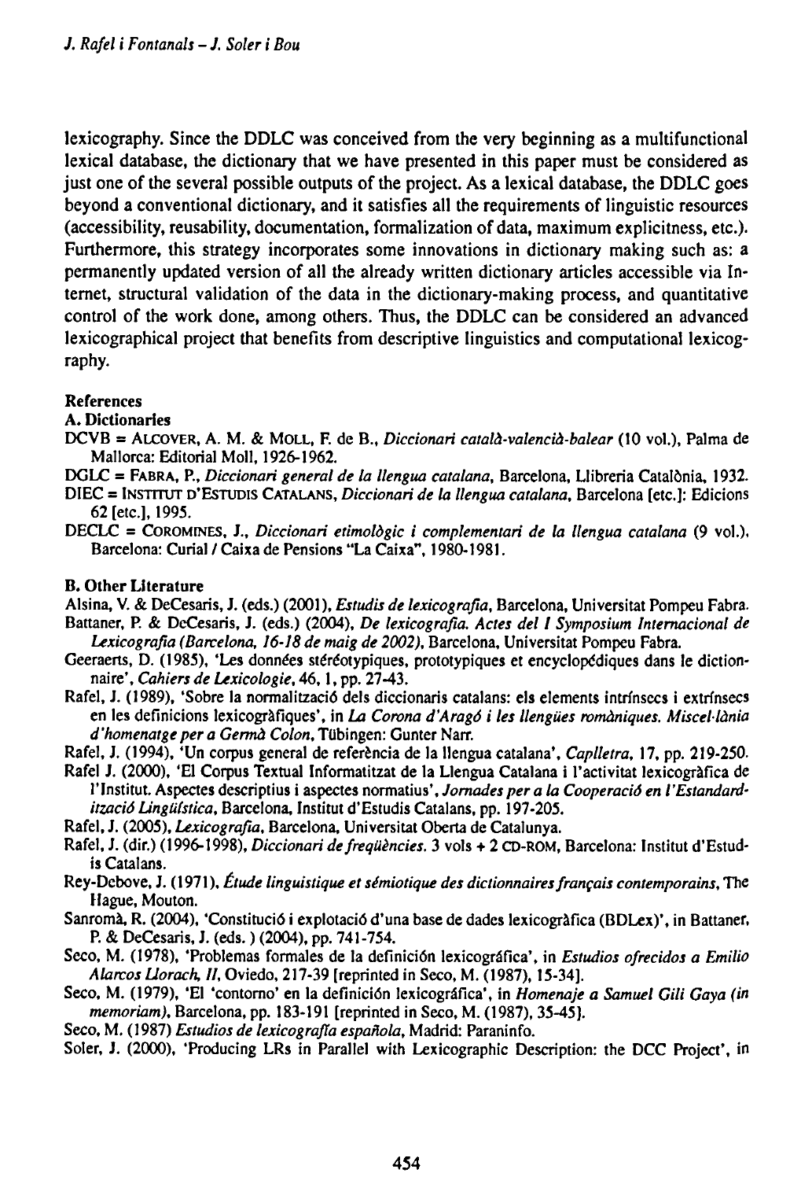lexicography. Since the DDLC was conceived from the very beginning as a multifunctional lexical database, the dictionary that we have presented in this paper must be considered as just one of the several possible outputs of the project. As a lexical database, the DDLC goes beyond a conventional dictionary, and it satisfies all the requirements of linguistic resources (accessibility, reusability, documentation, formalization of data, maximum explicitness, etc.). Furthermore, this strategy incorporates some innovations in dictionary making such as: a permanently updated version of all the already written dictionary articles accessible via Internet, structural validation of the data in the dictionary-making process, and quantitative control of the work done, among others. Thus, the DDLC can be considered an advanced lexicographical project that benefits from descriptive linguistics and computational lexicography.

## References

### A. Dictionaries

DCVB = ALCOVER, A. M. & MOLL, F. de B., *Diccionari català-valencià-balear* (10 vol.), Palma de Mallorca: Editorial Moll, 1926-1962.

DGLC = FABRA, P., *Diccionari general de la llengua catalana*, Barcelona, Llibreria Catalònia, 1932.

DIEC = INSTITUT D'ESTUDIS CATALANS, *Diccionari de la llengua catalana*, Barcelona [etc.]: Edicions 62 [etc.], 1995.

DECLC = COROMINES, J., *Diccionari etimològic i complementari de la llengua catalana* (9 vol.), Barcelona: Curial / Caixa de Pensions "La Caixa", 1980-1981.

### B. Other Literature

Alsina, V. & DeCesaris, J. (eds.) (2001), *Estudis de lexicografia*, Barcelona, Universitat Pompeu Fabra.

Battaner, P. & DeCesaris, J. (eds.) (2004), *De lexicografia. Actes del I Symposium Internacional de Lexicografia (Barcelona, 16-18 de maig de 2002)*, Barcelona, Universitat Pompeu Fabra.

Geeraerts, D. (1985), 'Les données stéréotypiques, prototypiques et encyclopédiques dans le dictionnaire', *Cahiers de Lexicologie*, 46, 1, pp. 27-43.

Rafel, J. (1989), 'Sobre la normalització dels diccionaris catalans: els elements intrínsecs i extrínsecs en les definicions lexicogràfiques', in *La Corona d'Aragó i les llengües romàniques. Miscel·lània d'homenatge per a Germà Colon*, Tübingen: Gunter Narr.

Rafel, J. (1994), 'Un corpus general de referència de la llengua catalana', *Caplletra*, 17, pp. 219-250.

Rafel J. (2000), 'El Corpus Textual Informatitzat de la Llengua Catalana i l'activitat lexicogràfica de l'Institut. Aspectes descriptius i aspectes normatius', *Jornades per a la Cooperació en l'Estandardització Lingüística*, Barcelona, Institut d'Estudis Catalans, pp. 197-205.

Rafel, J. (2005), *Lexicografia*, Barcelona, Universitat Oberta de Catalunya.

Rafel, J. (dir.) (1996-1998), *Diccionari de freqüències*. 3 vols + 2 CD-ROM, Barcelona: Institut d'Estudis Catalans.

Rey-Debove, J. (1971), *Étude linguistique et sémiotique des dictionnaires français contemporains*, The Hague, Mouton.

Sanromà, R. (2004), 'Constitució i explotació d'una base de dades lexicogràfica (BDLex)', in Battaner, P. & DeCesaris, J. (eds.) (2004), pp. 741-754.

Seco, M. (1978), 'Problemas formales de la definición lexicográfica', in *Estudios ofrecidos a Emilio Alarcos Llorach, II*, Oviedo, 217-39 [reprinted in Seco, M. (1987), 15-34].

Seco, M. (1979), 'El 'contorno' en la definición lexicográfica', in *Homenaje a Samuel Gili Gaya (in memoriam)*, Barcelona, pp. 183-191 [reprinted in Seco, M. (1987), 35-45].

Seco, M. (1987) *Estudios de lexicografía española*, Madrid: Paraninfo.

Soler, J. (2000), 'Producing LRs in Parallel with Lexicographic Description: the DCC Project', in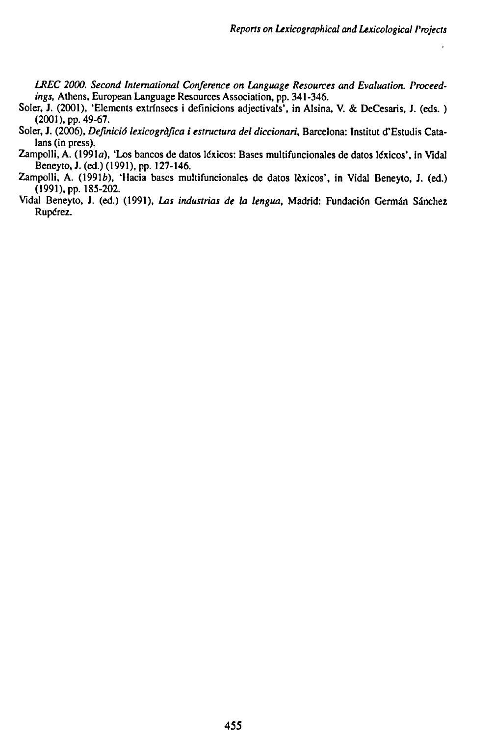*LREC 2000. Second International Conference on Language Resources and Evaluation. Proceedings*, Athens, European Language Resources Association, pp. 341-346.

Soler, J. (2001), 'Elements extrínsecs i definicions adjectivals', in Alsina, V. & DeCesaris, J. (eds. ) (2001), pp. 49-67.

Soler, J. (2006), *Definició lexicogràfica i estructura del diccionari*, Barcelona: Institut d'Estudis Catalans (in press).

Zampolli, A. (1991*a*), 'Los bancos de datos léxicos: Bases multifuncionales de datos léxicos', in Vidal Beneyto, J. (ed.) (1991), pp. 127-146.

Zampolli, A. (1991*b*), 'Hacia bases multifuncionales de datos lèxicos', in Vidal Beneyto, J. (ed.) (1991), pp. 185-202.

Vidal Beneyto, J. (ed.) (1991), *Las industrias de la lengua*, Madrid: Fundación Germán Sánchez Rupérez.